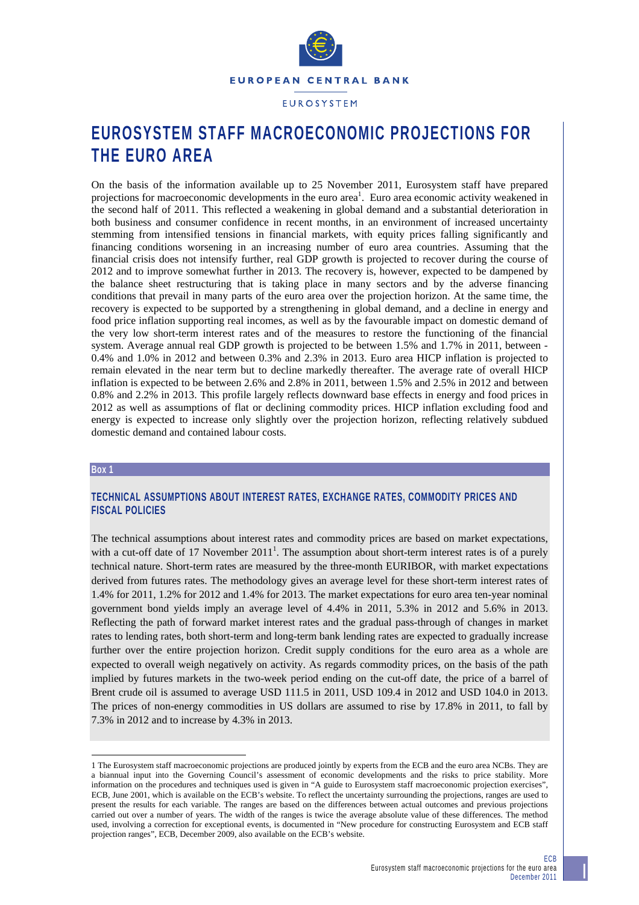EUROPEAN CENTRAL BANK

EUROSYSTEM

# EUROSYSTEM STAFF MACROECONOMIC PROJECTIONS FOR THE EURO AREA

On the basis of the information available up to 25 November 2011, Eurosystem staff have prepared projections for macroeconomic developments in the euro area[1]. Euro area economic activity weakened in the second half of 2011. This reflected a weakening in global demand and a substantial deterioration in both business and consumer confidence in recent months, in an environment of increased uncertainty stemming from intensified tensions in financial markets, with equity prices falling significantly and financing conditions worsening in an increasing number of euro area countries. Assuming that the financial crisis does not intensify further, real GDP growth is projected to recover during the course of 2012 and to improve somewhat further in 2013. The recovery is, however, expected to be dampened by the balance sheet restructuring that is taking place in many sectors and by the adverse financing conditions that prevail in many parts of the euro area over the projection horizon. At the same time, the recovery is expected to be supported by a strengthening in global demand, and a decline in energy and food price inflation supporting real incomes, as well as by the favourable impact on domestic demand of the very low short-term interest rates and of the measures to restore the functioning of the financial system. Average annual real GDP growth is projected to be between 1.5% and 1.7% in 2011, between -0.4% and 1.0% in 2012 and between 0.3% and 2.3% in 2013. Euro area HICP inflation is projected to remain elevated in the near term but to decline markedly thereafter. The average rate of overall HICP inflation is expected to be between 2.6% and 2.8% in 2011, between 1.5% and 2.5% in 2012 and between 0.8% and 2.2% in 2013. This profile largely reflects downward base effects in energy and food prices in 2012 as well as assumptions of flat or declining commodity prices. HICP inflation excluding food and energy is expected to increase only slightly over the projection horizon, reflecting relatively subdued domestic demand and contained labour costs.

**Box 1**

### TECHNICAL ASSUMPTIONS ABOUT INTEREST RATES, EXCHANGE RATES, COMMODITY PRICES AND FISCAL POLICIES

The technical assumptions about interest rates and commodity prices are based on market expectations, with a cut-off date of 17 November 2011[1]. The assumption about short-term interest rates is of a purely technical nature. Short-term rates are measured by the three-month EURIBOR, with market expectations derived from futures rates. The methodology gives an average level for these short-term interest rates of 1.4% for 2011, 1.2% for 2012 and 1.4% for 2013. The market expectations for euro area ten-year nominal government bond yields imply an average level of 4.4% in 2011, 5.3% in 2012 and 5.6% in 2013. Reflecting the path of forward market interest rates and the gradual pass-through of changes in market rates to lending rates, both short-term and long-term bank lending rates are expected to gradually increase further over the entire projection horizon. Credit supply conditions for the euro area as a whole are expected to overall weigh negatively on activity. As regards commodity prices, on the basis of the path implied by futures markets in the two-week period ending on the cut-off date, the price of a barrel of Brent crude oil is assumed to average USD 111.5 in 2011, USD 109.4 in 2012 and USD 104.0 in 2013. The prices of non-energy commodities in US dollars are assumed to rise by 17.8% in 2011, to fall by 7.3% in 2012 and to increase by 4.3% in 2013.

---

1 The Eurosystem staff macroeconomic projections are produced jointly by experts from the ECB and the euro area NCBs. They are a biannual input into the Governing Council's assessment of economic developments and the risks to price stability. More information on the procedures and techniques used is given in "A guide to Eurosystem staff macroeconomic projection exercises", ECB, June 2001, which is available on the ECB's website. To reflect the uncertainty surrounding the projections, ranges are used to present the results for each variable. The ranges are based on the differences between actual outcomes and previous projections carried out over a number of years. The width of the ranges is twice the average absolute value of these differences. The method used, involving a correction for exceptional events, is documented in "New procedure for constructing Eurosystem and ECB staff projection ranges", ECB, December 2009, also available on the ECB's website.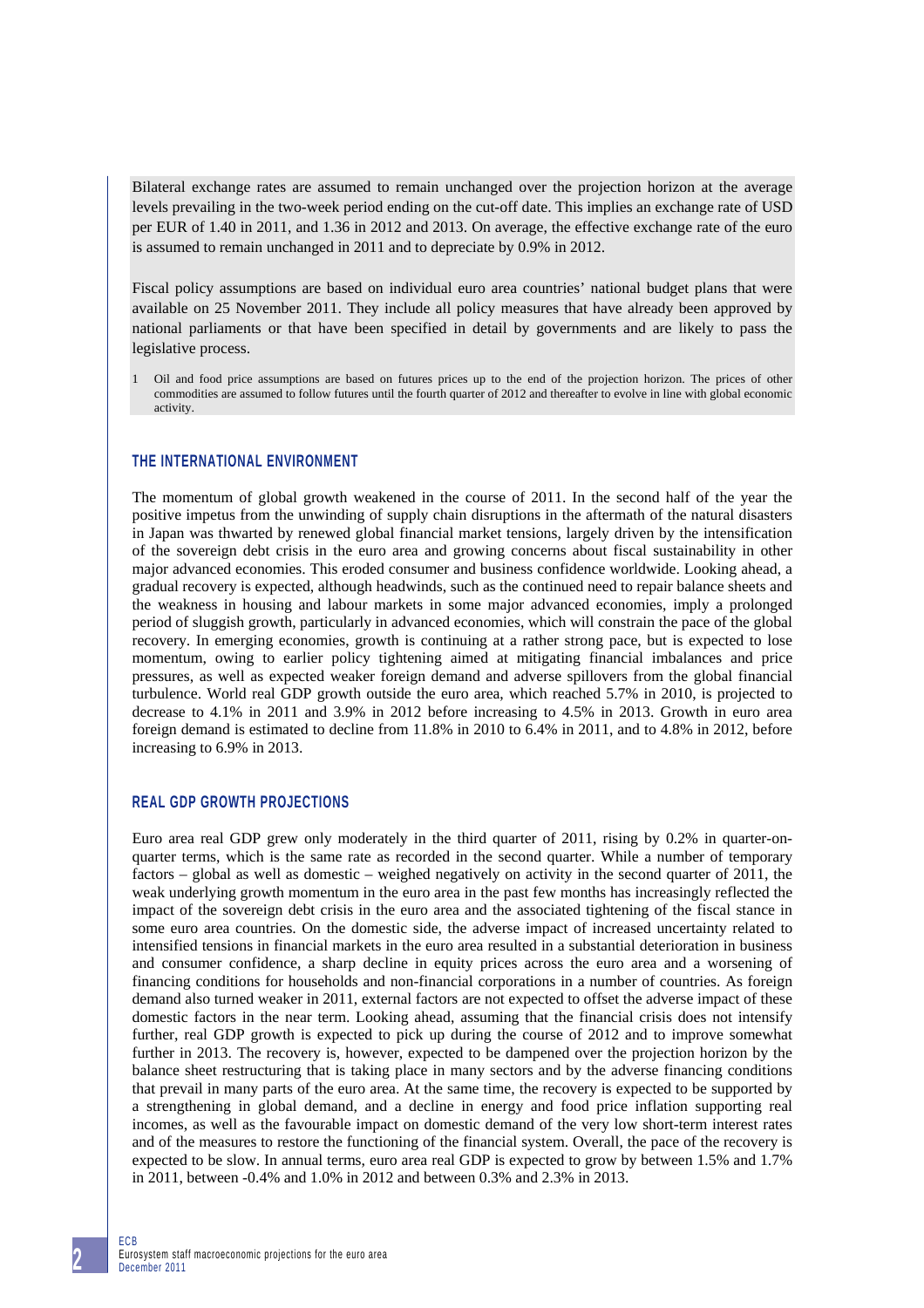Bilateral exchange rates are assumed to remain unchanged over the projection horizon at the average levels prevailing in the two-week period ending on the cut-off date. This implies an exchange rate of USD per EUR of 1.40 in 2011, and 1.36 in 2012 and 2013. On average, the effective exchange rate of the euro is assumed to remain unchanged in 2011 and to depreciate by 0.9% in 2012.

Fiscal policy assumptions are based on individual euro area countries' national budget plans that were available on 25 November 2011. They include all policy measures that have already been approved by national parliaments or that have been specified in detail by governments and are likely to pass the legislative process.

1 Oil and food price assumptions are based on futures prices up to the end of the projection horizon. The prices of other commodities are assumed to follow futures until the fourth quarter of 2012 and thereafter to evolve in line with global economic activity.

## THE INTERNATIONAL ENVIRONMENT

The momentum of global growth weakened in the course of 2011. In the second half of the year the positive impetus from the unwinding of supply chain disruptions in the aftermath of the natural disasters in Japan was thwarted by renewed global financial market tensions, largely driven by the intensification of the sovereign debt crisis in the euro area and growing concerns about fiscal sustainability in other major advanced economies. This eroded consumer and business confidence worldwide. Looking ahead, a gradual recovery is expected, although headwinds, such as the continued need to repair balance sheets and the weakness in housing and labour markets in some major advanced economies, imply a prolonged period of sluggish growth, particularly in advanced economies, which will constrain the pace of the global recovery. In emerging economies, growth is continuing at a rather strong pace, but is expected to lose momentum, owing to earlier policy tightening aimed at mitigating financial imbalances and price pressures, as well as expected weaker foreign demand and adverse spillovers from the global financial turbulence. World real GDP growth outside the euro area, which reached 5.7% in 2010, is projected to decrease to 4.1% in 2011 and 3.9% in 2012 before increasing to 4.5% in 2013. Growth in euro area foreign demand is estimated to decline from 11.8% in 2010 to 6.4% in 2011, and to 4.8% in 2012, before increasing to 6.9% in 2013.

## REAL GDP GROWTH PROJECTIONS

Euro area real GDP grew only moderately in the third quarter of 2011, rising by 0.2% in quarter-on-quarter terms, which is the same rate as recorded in the second quarter. While a number of temporary factors – global as well as domestic – weighed negatively on activity in the second quarter of 2011, the weak underlying growth momentum in the euro area in the past few months has increasingly reflected the impact of the sovereign debt crisis in the euro area and the associated tightening of the fiscal stance in some euro area countries. On the domestic side, the adverse impact of increased uncertainty related to intensified tensions in financial markets in the euro area resulted in a substantial deterioration in business and consumer confidence, a sharp decline in equity prices across the euro area and a worsening of financing conditions for households and non-financial corporations in a number of countries. As foreign demand also turned weaker in 2011, external factors are not expected to offset the adverse impact of these domestic factors in the near term. Looking ahead, assuming that the financial crisis does not intensify further, real GDP growth is expected to pick up during the course of 2012 and to improve somewhat further in 2013. The recovery is, however, expected to be dampened over the projection horizon by the balance sheet restructuring that is taking place in many sectors and by the adverse financing conditions that prevail in many parts of the euro area. At the same time, the recovery is expected to be supported by a strengthening in global demand, and a decline in energy and food price inflation supporting real incomes, as well as the favourable impact on domestic demand of the very low short-term interest rates and of the measures to restore the functioning of the financial system. Overall, the pace of the recovery is expected to be slow. In annual terms, euro area real GDP is expected to grow by between 1.5% and 1.7% in 2011, between -0.4% and 1.0% in 2012 and between 0.3% and 2.3% in 2013.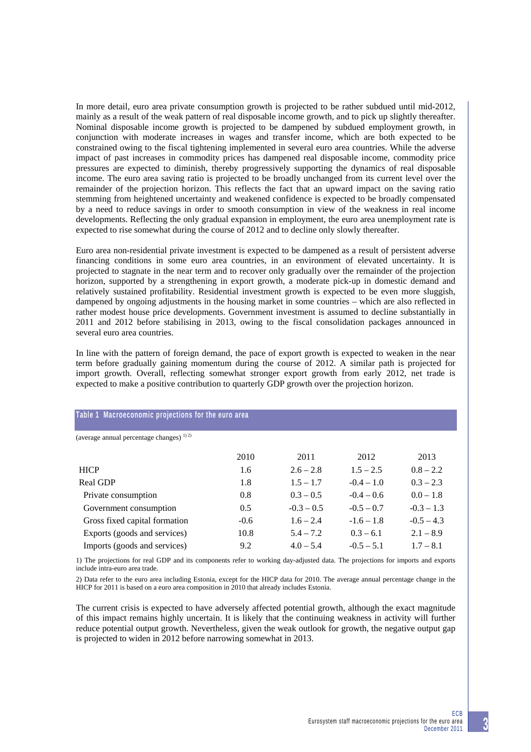In more detail, euro area private consumption growth is projected to be rather subdued until mid-2012, mainly as a result of the weak pattern of real disposable income growth, and to pick up slightly thereafter. Nominal disposable income growth is projected to be dampened by subdued employment growth, in conjunction with moderate increases in wages and transfer income, which are both expected to be constrained owing to the fiscal tightening implemented in several euro area countries. While the adverse impact of past increases in commodity prices has dampened real disposable income, commodity price pressures are expected to diminish, thereby progressively supporting the dynamics of real disposable income. The euro area saving ratio is projected to be broadly unchanged from its current level over the remainder of the projection horizon. This reflects the fact that an upward impact on the saving ratio stemming from heightened uncertainty and weakened confidence is expected to be broadly compensated by a need to reduce savings in order to smooth consumption in view of the weakness in real income developments. Reflecting the only gradual expansion in employment, the euro area unemployment rate is expected to rise somewhat during the course of 2012 and to decline only slowly thereafter.

Euro area non-residential private investment is expected to be dampened as a result of persistent adverse financing conditions in some euro area countries, in an environment of elevated uncertainty. It is projected to stagnate in the near term and to recover only gradually over the remainder of the projection horizon, supported by a strengthening in export growth, a moderate pick-up in domestic demand and relatively sustained profitability. Residential investment growth is expected to be even more sluggish, dampened by ongoing adjustments in the housing market in some countries – which are also reflected in rather modest house price developments. Government investment is assumed to decline substantially in 2011 and 2012 before stabilising in 2013, owing to the fiscal consolidation packages announced in several euro area countries.

In line with the pattern of foreign demand, the pace of export growth is expected to weaken in the near term before gradually gaining momentum during the course of 2012. A similar path is projected for import growth. Overall, reflecting somewhat stronger export growth from early 2012, net trade is expected to make a positive contribution to quarterly GDP growth over the projection horizon.

**Table 1 Macroeconomic projections for the euro area**

(average annual percentage changes) [1) 2)]

| | 2010 | 2011 | 2012 | 2013 |
|---|---|---|---|---|
| HICP | 1.6 | 2.6 – 2.8 | 1.5 – 2.5 | 0.8 – 2.2 |
| Real GDP | 1.8 | 1.5 – 1.7 | -0.4 – 1.0 | 0.3 – 2.3 |
| Private consumption | 0.8 | 0.3 – 0.5 | -0.4 – 0.6 | 0.0 – 1.8 |
| Government consumption | 0.5 | -0.3 – 0.5 | -0.5 – 0.7 | -0.3 – 1.3 |
| Gross fixed capital formation | -0.6 | 1.6 – 2.4 | -1.6 – 1.8 | -0.5 – 4.3 |
| Exports (goods and services) | 10.8 | 5.4 – 7.2 | 0.3 – 6.1 | 2.1 – 8.9 |
| Imports (goods and services) | 9.2 | 4.0 – 5.4 | -0.5 – 5.1 | 1.7 – 8.1 |

1) The projections for real GDP and its components refer to working day-adjusted data. The projections for imports and exports include intra-euro area trade.

2) Data refer to the euro area including Estonia, except for the HICP data for 2010. The average annual percentage change in the HICP for 2011 is based on a euro area composition in 2010 that already includes Estonia.

The current crisis is expected to have adversely affected potential growth, although the exact magnitude of this impact remains highly uncertain. It is likely that the continuing weakness in activity will further reduce potential output growth. Nevertheless, given the weak outlook for growth, the negative output gap is projected to widen in 2012 before narrowing somewhat in 2013.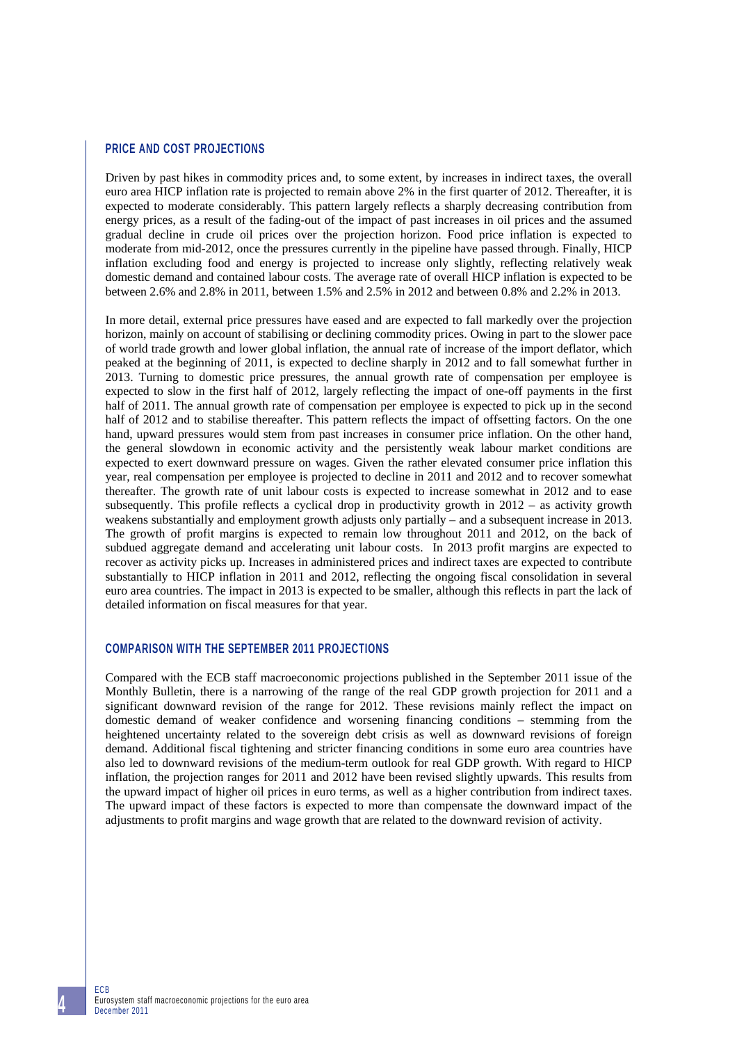## PRICE AND COST PROJECTIONS

Driven by past hikes in commodity prices and, to some extent, by increases in indirect taxes, the overall euro area HICP inflation rate is projected to remain above 2% in the first quarter of 2012. Thereafter, it is expected to moderate considerably. This pattern largely reflects a sharply decreasing contribution from energy prices, as a result of the fading-out of the impact of past increases in oil prices and the assumed gradual decline in crude oil prices over the projection horizon. Food price inflation is expected to moderate from mid-2012, once the pressures currently in the pipeline have passed through. Finally, HICP inflation excluding food and energy is projected to increase only slightly, reflecting relatively weak domestic demand and contained labour costs. The average rate of overall HICP inflation is expected to be between 2.6% and 2.8% in 2011, between 1.5% and 2.5% in 2012 and between 0.8% and 2.2% in 2013.

In more detail, external price pressures have eased and are expected to fall markedly over the projection horizon, mainly on account of stabilising or declining commodity prices. Owing in part to the slower pace of world trade growth and lower global inflation, the annual rate of increase of the import deflator, which peaked at the beginning of 2011, is expected to decline sharply in 2012 and to fall somewhat further in 2013. Turning to domestic price pressures, the annual growth rate of compensation per employee is expected to slow in the first half of 2012, largely reflecting the impact of one-off payments in the first half of 2011. The annual growth rate of compensation per employee is expected to pick up in the second half of 2012 and to stabilise thereafter. This pattern reflects the impact of offsetting factors. On the one hand, upward pressures would stem from past increases in consumer price inflation. On the other hand, the general slowdown in economic activity and the persistently weak labour market conditions are expected to exert downward pressure on wages. Given the rather elevated consumer price inflation this year, real compensation per employee is projected to decline in 2011 and 2012 and to recover somewhat thereafter. The growth rate of unit labour costs is expected to increase somewhat in 2012 and to ease subsequently. This profile reflects a cyclical drop in productivity growth in 2012 – as activity growth weakens substantially and employment growth adjusts only partially – and a subsequent increase in 2013. The growth of profit margins is expected to remain low throughout 2011 and 2012, on the back of subdued aggregate demand and accelerating unit labour costs. In 2013 profit margins are expected to recover as activity picks up. Increases in administered prices and indirect taxes are expected to contribute substantially to HICP inflation in 2011 and 2012, reflecting the ongoing fiscal consolidation in several euro area countries. The impact in 2013 is expected to be smaller, although this reflects in part the lack of detailed information on fiscal measures for that year.

## COMPARISON WITH THE SEPTEMBER 2011 PROJECTIONS

Compared with the ECB staff macroeconomic projections published in the September 2011 issue of the Monthly Bulletin, there is a narrowing of the range of the real GDP growth projection for 2011 and a significant downward revision of the range for 2012. These revisions mainly reflect the impact on domestic demand of weaker confidence and worsening financing conditions – stemming from the heightened uncertainty related to the sovereign debt crisis as well as downward revisions of foreign demand. Additional fiscal tightening and stricter financing conditions in some euro area countries have also led to downward revisions of the medium-term outlook for real GDP growth. With regard to HICP inflation, the projection ranges for 2011 and 2012 have been revised slightly upwards. This results from the upward impact of higher oil prices in euro terms, as well as a higher contribution from indirect taxes. The upward impact of these factors is expected to more than compensate the downward impact of the adjustments to profit margins and wage growth that are related to the downward revision of activity.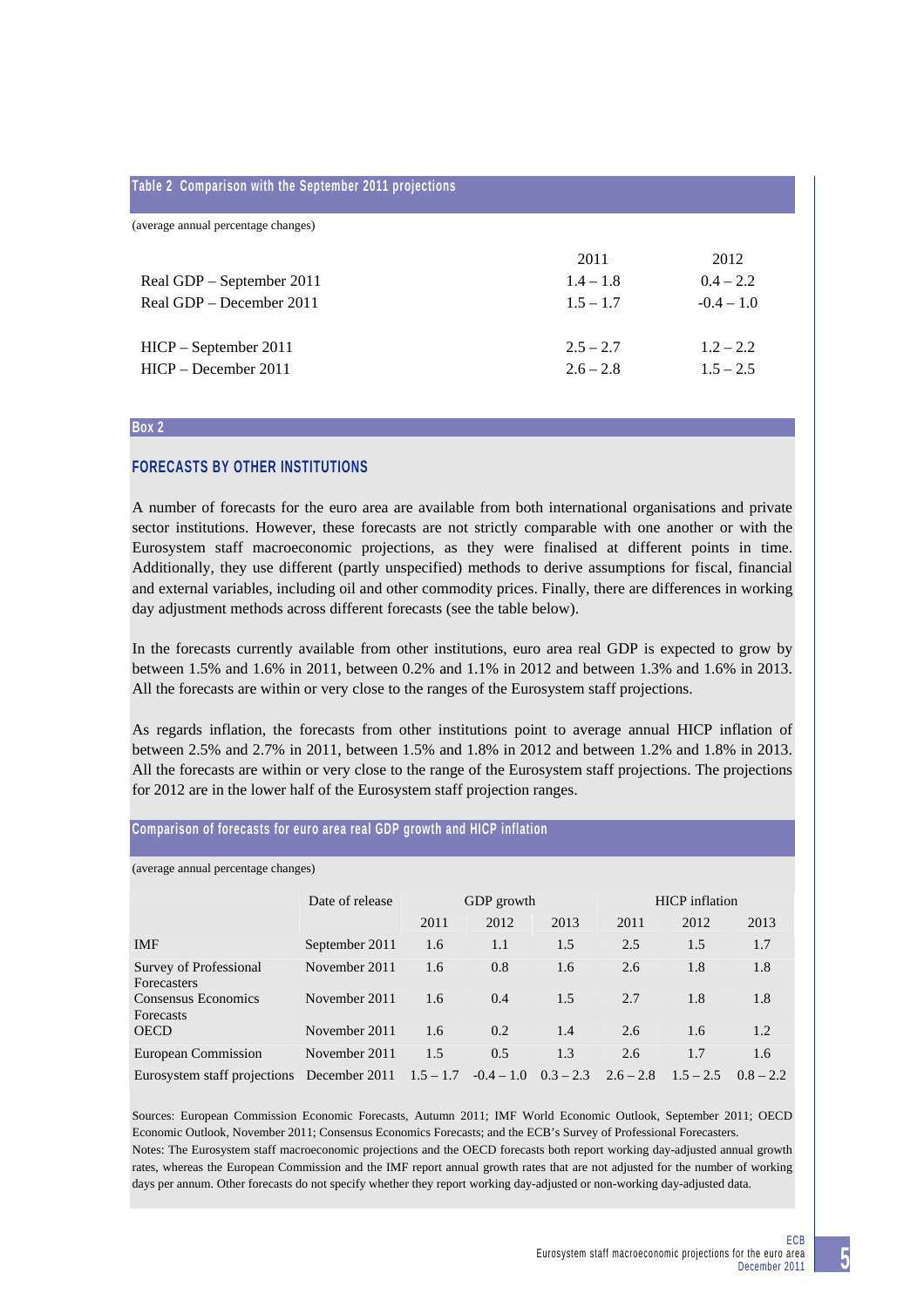**Table 2 Comparison with the September 2011 projections**

(average annual percentage changes)

| | 2011 | 2012 |
|---|---|---|
| Real GDP – September 2011 | 1.4 – 1.8 | 0.4 – 2.2 |
| Real GDP – December 2011 | 1.5 – 1.7 | -0.4 – 1.0 |
| HICP – September 2011 | 2.5 – 2.7 | 1.2 – 2.2 |
| HICP – December 2011 | 2.6 – 2.8 | 1.5 – 2.5 |

**Box 2**

## FORECASTS BY OTHER INSTITUTIONS

A number of forecasts for the euro area are available from both international organisations and private sector institutions. However, these forecasts are not strictly comparable with one another or with the Eurosystem staff macroeconomic projections, as they were finalised at different points in time. Additionally, they use different (partly unspecified) methods to derive assumptions for fiscal, financial and external variables, including oil and other commodity prices. Finally, there are differences in working day adjustment methods across different forecasts (see the table below).

In the forecasts currently available from other institutions, euro area real GDP is expected to grow by between 1.5% and 1.6% in 2011, between 0.2% and 1.1% in 2012 and between 1.3% and 1.6% in 2013. All the forecasts are within or very close to the ranges of the Eurosystem staff projections.

As regards inflation, the forecasts from other institutions point to average annual HICP inflation of between 2.5% and 2.7% in 2011, between 1.5% and 1.8% in 2012 and between 1.2% and 1.8% in 2013. All the forecasts are within or very close to the range of the Eurosystem staff projections. The projections for 2012 are in the lower half of the Eurosystem staff projection ranges.

**Comparison of forecasts for euro area real GDP growth and HICP inflation**

(average annual percentage changes)

| | Date of release | GDP growth | | | HICP inflation | | |
|---|---|---|---|---|---|---|---|
| | | 2011 | 2012 | 2013 | 2011 | 2012 | 2013 |
| IMF | September 2011 | 1.6 | 1.1 | 1.5 | 2.5 | 1.5 | 1.7 |
| Survey of Professional Forecasters | November 2011 | 1.6 | 0.8 | 1.6 | 2.6 | 1.8 | 1.8 |
| Consensus Economics Forecasts | November 2011 | 1.6 | 0.4 | 1.5 | 2.7 | 1.8 | 1.8 |
| OECD | November 2011 | 1.6 | 0.2 | 1.4 | 2.6 | 1.6 | 1.2 |
| European Commission | November 2011 | 1.5 | 0.5 | 1.3 | 2.6 | 1.7 | 1.6 |
| Eurosystem staff projections | December 2011 | 1.5 – 1.7 | -0.4 – 1.0 | 0.3 – 2.3 | 2.6 – 2.8 | 1.5 – 2.5 | 0.8 – 2.2 |

Sources: European Commission Economic Forecasts, Autumn 2011; IMF World Economic Outlook, September 2011; OECD Economic Outlook, November 2011; Consensus Economics Forecasts; and the ECB's Survey of Professional Forecasters.
Notes: The Eurosystem staff macroeconomic projections and the OECD forecasts both report working day-adjusted annual growth rates, whereas the European Commission and the IMF report annual growth rates that are not adjusted for the number of working days per annum. Other forecasts do not specify whether they report working day-adjusted or non-working day-adjusted data.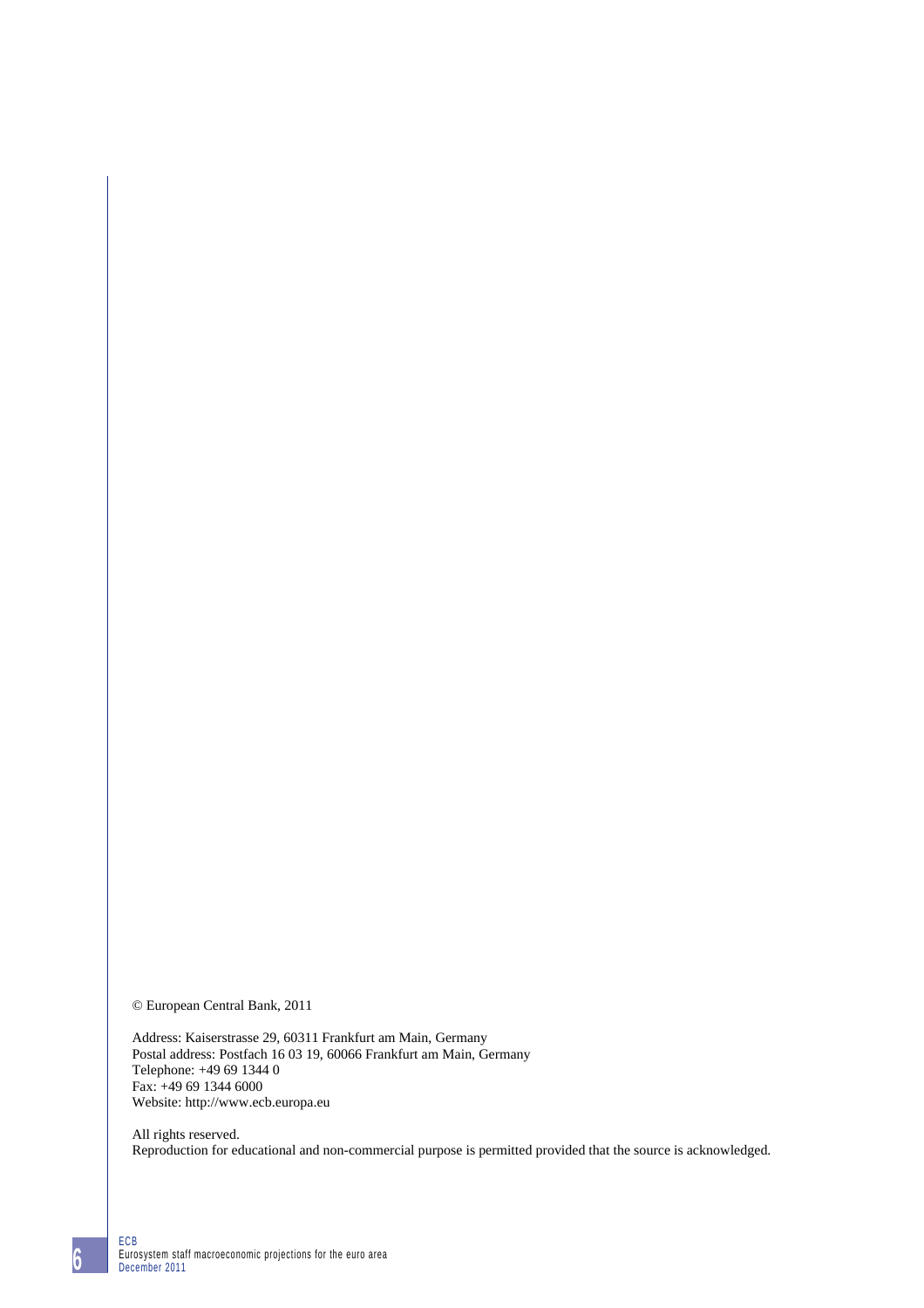© European Central Bank, 2011

Address: Kaiserstrasse 29, 60311 Frankfurt am Main, Germany
Postal address: Postfach 16 03 19, 60066 Frankfurt am Main, Germany
Telephone: +49 69 1344 0
Fax: +49 69 1344 6000
Website: http://www.ecb.europa.eu

All rights reserved.
Reproduction for educational and non-commercial purpose is permitted provided that the source is acknowledged.